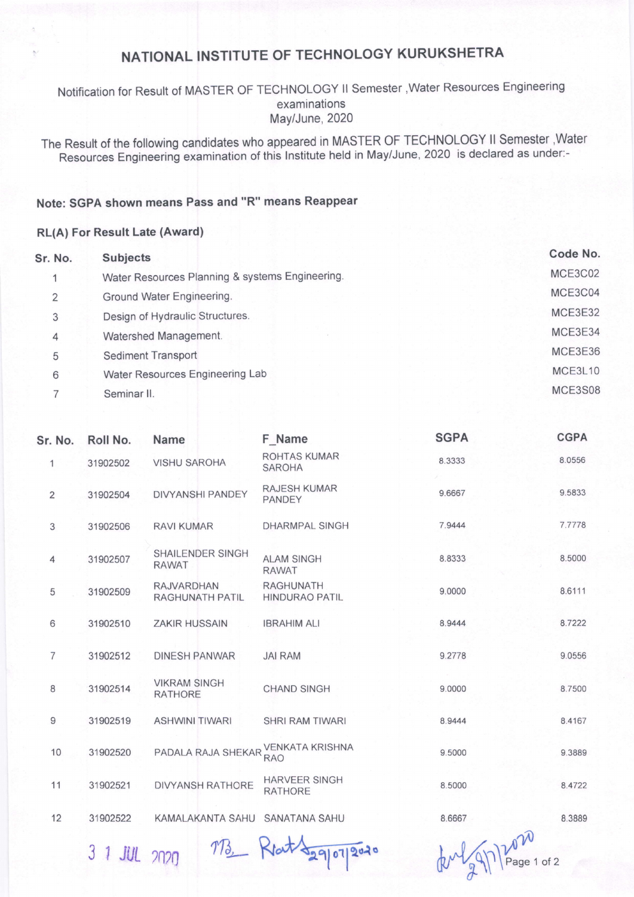# NATIONAL INSTITUTE OF TECHNOLOGY KURUKSHETRA

Notification for Result of MASTER OF TECHNOLOGY II Semester ,Water Resources Engineering examinations
May/June, 2020

The Result of the following candidates who appeared in MASTER OF TECHNOLOGY II Semester ,Water Resources Engineering examination of this Institute held in May/June, 2020 is declared as under:-

**Note: SGPA shown means Pass and "R" means Reappear**

**RL(A) For Result Late (Award)**

| Sr. No. | Subjects | Code No. |
|---|---|---|
| 1 | Water Resources Planning & systems Engineering. | MCE3C02 |
| 2 | Ground Water Engineering. | MCE3C04 |
| 3 | Design of Hydraulic Structures. | MCE3E32 |
| 4 | Watershed Management. | MCE3E34 |
| 5 | Sediment Transport | MCE3E36 |
| 6 | Water Resources Engineering Lab | MCE3L10 |
| 7 | Seminar II. | MCE3S08 |

| Sr. No. | Roll No. | Name | F_Name | SGPA | CGPA |
|---|---|---|---|---|---|
| 1 | 31902502 | VISHU SAROHA | ROHTAS KUMAR SAROHA | 8.3333 | 8.0556 |
| 2 | 31902504 | DIVYANSHI PANDEY | RAJESH KUMAR PANDEY | 9.6667 | 9.5833 |
| 3 | 31902506 | RAVI KUMAR | DHARMPAL SINGH | 7.9444 | 7.7778 |
| 4 | 31902507 | SHAILENDER SINGH RAWAT | ALAM SINGH RAWAT | 8.8333 | 8.5000 |
| 5 | 31902509 | RAJVARDHAN RAGHUNATH PATIL | RAGHUNATH HINDURAO PATIL | 9.0000 | 8.6111 |
| 6 | 31902510 | ZAKIR HUSSAIN | IBRAHIM ALI | 8.9444 | 8.7222 |
| 7 | 31902512 | DINESH PANWAR | JAI RAM | 9.2778 | 9.0556 |
| 8 | 31902514 | VIKRAM SINGH RATHORE | CHAND SINGH | 9.0000 | 8.7500 |
| 9 | 31902519 | ASHWINI TIWARI | SHRI RAM TIWARI | 8.9444 | 8.4167 |
| 10 | 31902520 | PADALA RAJA SHEKAR | VENKATA KRISHNA RAO | 9.5000 | 9.3889 |
| 11 | 31902521 | DIVYANSH RATHORE | HARVEER SINGH RATHORE | 8.5000 | 8.4722 |
| 12 | 31902522 | KAMALAKANTA SAHU | SANATANA SAHU | 8.6667 | 8.3889 |

31 JUL 2020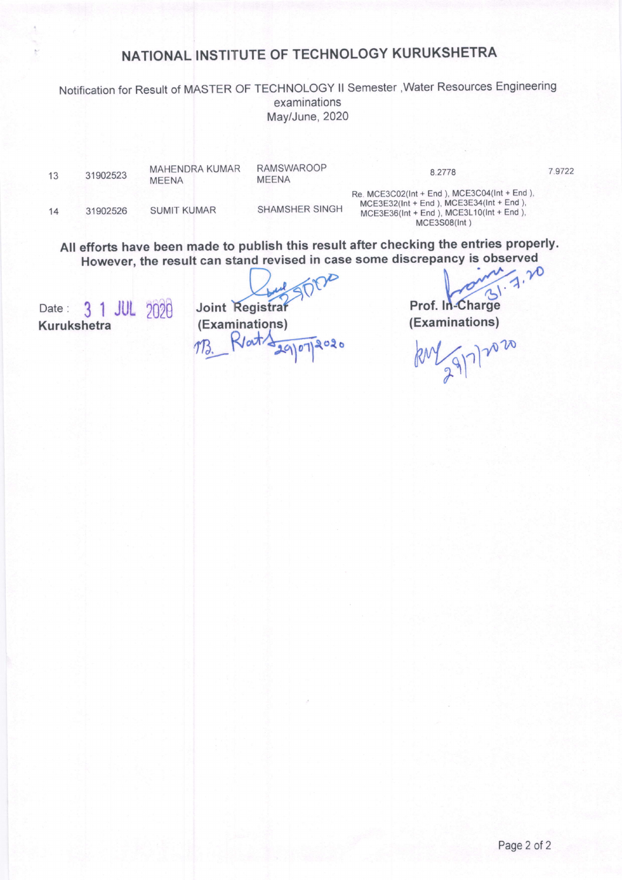# NATIONAL INSTITUTE OF TECHNOLOGY KURUKSHETRA

Notification for Result of MASTER OF TECHNOLOGY II Semester ,Water Resources Engineering examinations
May/June, 2020

| | | | | | |
|---|---|---|---|---|---|
| 13 | 31902523 | MAHENDRA KUMAR MEENA | RAMSWAROOP MEENA | 8.2778 | 7.9722 |
| 14 | 31902526 | SUMIT KUMAR | SHAMSHER SINGH | Re. MCE3C02(Int + End ), MCE3C04(Int + End ), MCE3E32(Int + End ), MCE3E34(Int + End ), MCE3E36(Int + End ), MCE3L10(Int + End ), MCE3S08(Int ) | |

**All efforts have been made to publish this result after checking the entries properly. However, the result can stand revised in case some discrepancy is observed**

Date : 31 JUL 2020
**Kurukshetra**

**Joint Registrar**
**(Examinations)**

**Prof. In-Charge**
**(Examinations)**